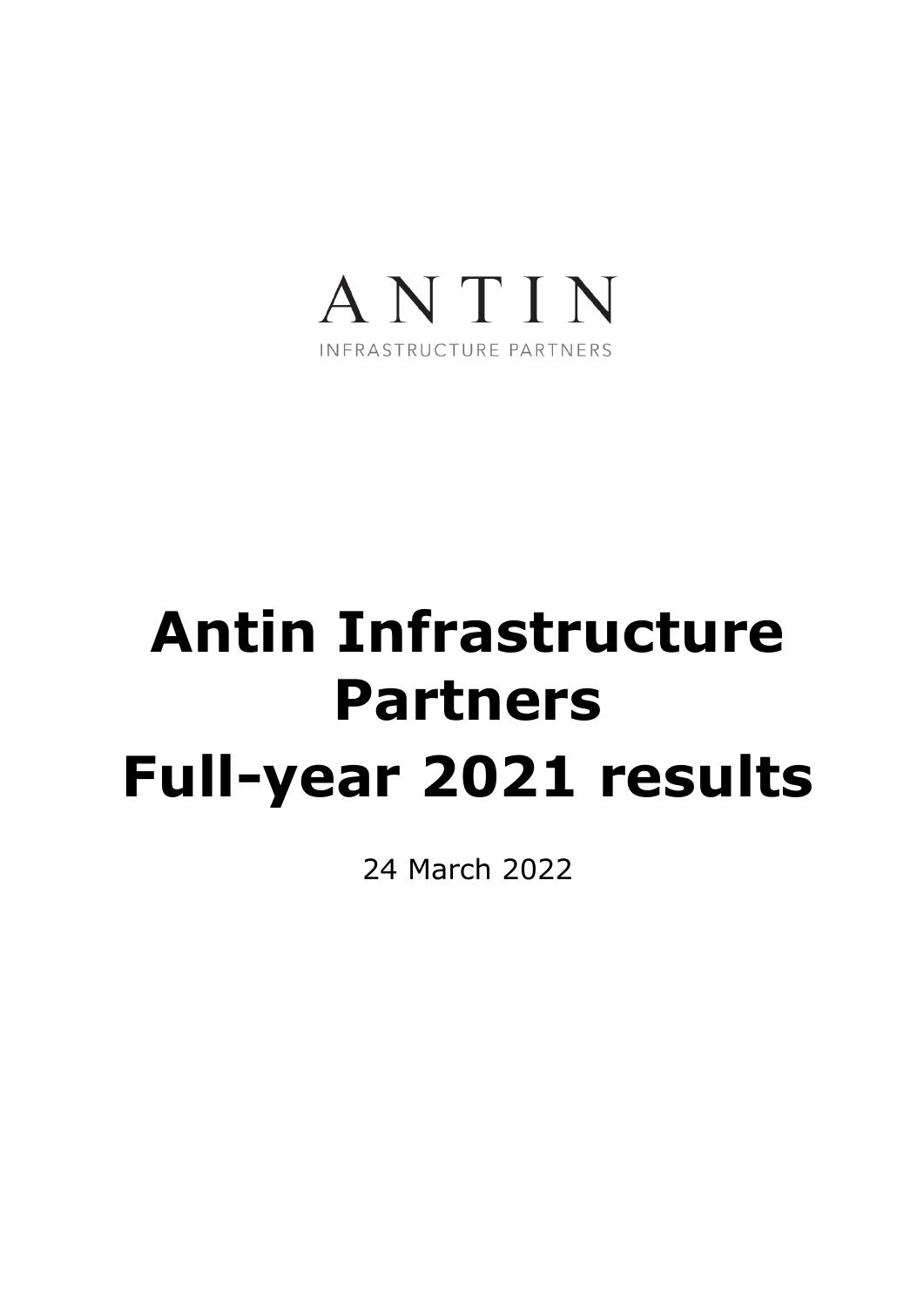ANTIN

INFRASTRUCTURE PARTNERS

# Antin Infrastructure Partners

# Full-year 2021 results

24 March 2022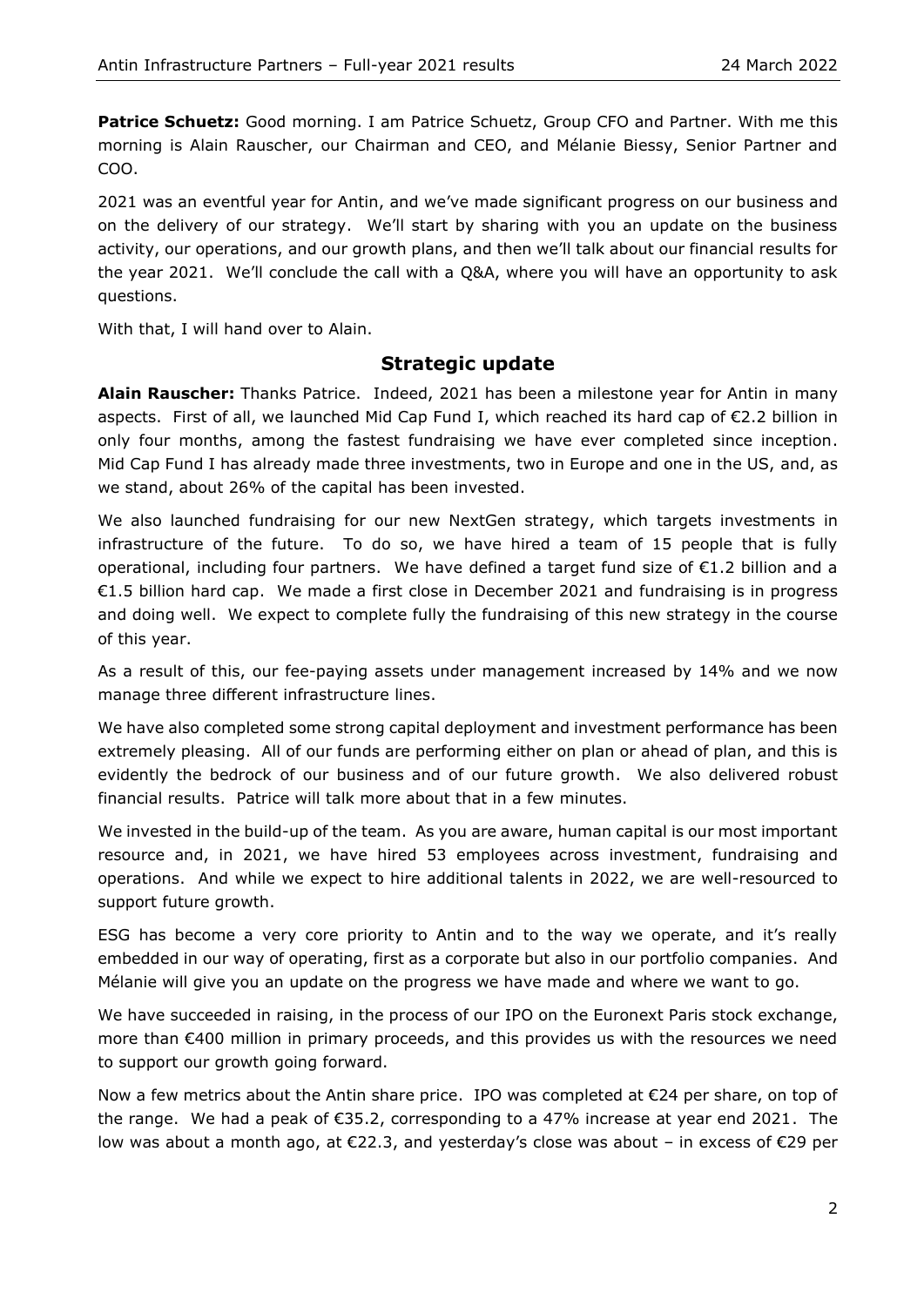**Patrice Schuetz:** Good morning. I am Patrice Schuetz, Group CFO and Partner. With me this morning is Alain Rauscher, our Chairman and CEO, and Mélanie Biessy, Senior Partner and COO.

2021 was an eventful year for Antin, and we've made significant progress on our business and on the delivery of our strategy. We'll start by sharing with you an update on the business activity, our operations, and our growth plans, and then we'll talk about our financial results for the year 2021. We'll conclude the call with a Q&A, where you will have an opportunity to ask questions.

With that, I will hand over to Alain.

## Strategic update

**Alain Rauscher:** Thanks Patrice. Indeed, 2021 has been a milestone year for Antin in many aspects. First of all, we launched Mid Cap Fund I, which reached its hard cap of €2.2 billion in only four months, among the fastest fundraising we have ever completed since inception. Mid Cap Fund I has already made three investments, two in Europe and one in the US, and, as we stand, about 26% of the capital has been invested.

We also launched fundraising for our new NextGen strategy, which targets investments in infrastructure of the future. To do so, we have hired a team of 15 people that is fully operational, including four partners. We have defined a target fund size of €1.2 billion and a €1.5 billion hard cap. We made a first close in December 2021 and fundraising is in progress and doing well. We expect to complete fully the fundraising of this new strategy in the course of this year.

As a result of this, our fee-paying assets under management increased by 14% and we now manage three different infrastructure lines.

We have also completed some strong capital deployment and investment performance has been extremely pleasing. All of our funds are performing either on plan or ahead of plan, and this is evidently the bedrock of our business and of our future growth. We also delivered robust financial results. Patrice will talk more about that in a few minutes.

We invested in the build-up of the team. As you are aware, human capital is our most important resource and, in 2021, we have hired 53 employees across investment, fundraising and operations. And while we expect to hire additional talents in 2022, we are well-resourced to support future growth.

ESG has become a very core priority to Antin and to the way we operate, and it's really embedded in our way of operating, first as a corporate but also in our portfolio companies. And Mélanie will give you an update on the progress we have made and where we want to go.

We have succeeded in raising, in the process of our IPO on the Euronext Paris stock exchange, more than €400 million in primary proceeds, and this provides us with the resources we need to support our growth going forward.

Now a few metrics about the Antin share price. IPO was completed at €24 per share, on top of the range. We had a peak of €35.2, corresponding to a 47% increase at year end 2021. The low was about a month ago, at €22.3, and yesterday's close was about – in excess of €29 per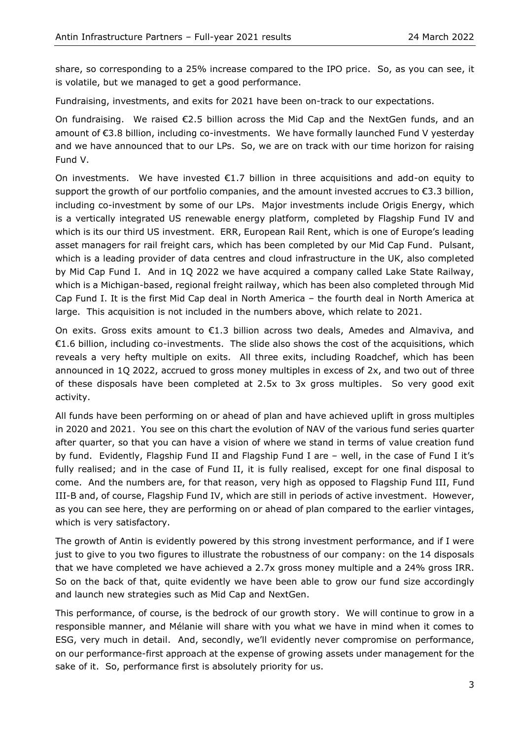share, so corresponding to a 25% increase compared to the IPO price. So, as you can see, it is volatile, but we managed to get a good performance.

Fundraising, investments, and exits for 2021 have been on-track to our expectations.

On fundraising. We raised €2.5 billion across the Mid Cap and the NextGen funds, and an amount of €3.8 billion, including co-investments. We have formally launched Fund V yesterday and we have announced that to our LPs. So, we are on track with our time horizon for raising Fund V.

On investments. We have invested €1.7 billion in three acquisitions and add-on equity to support the growth of our portfolio companies, and the amount invested accrues to €3.3 billion, including co-investment by some of our LPs. Major investments include Origis Energy, which is a vertically integrated US renewable energy platform, completed by Flagship Fund IV and which is its our third US investment. ERR, European Rail Rent, which is one of Europe's leading asset managers for rail freight cars, which has been completed by our Mid Cap Fund. Pulsant, which is a leading provider of data centres and cloud infrastructure in the UK, also completed by Mid Cap Fund I. And in 1Q 2022 we have acquired a company called Lake State Railway, which is a Michigan-based, regional freight railway, which has been also completed through Mid Cap Fund I. It is the first Mid Cap deal in North America – the fourth deal in North America at large. This acquisition is not included in the numbers above, which relate to 2021.

On exits. Gross exits amount to €1.3 billion across two deals, Amedes and Almaviva, and €1.6 billion, including co-investments. The slide also shows the cost of the acquisitions, which reveals a very hefty multiple on exits. All three exits, including Roadchef, which has been announced in 1Q 2022, accrued to gross money multiples in excess of 2x, and two out of three of these disposals have been completed at 2.5x to 3x gross multiples. So very good exit activity.

All funds have been performing on or ahead of plan and have achieved uplift in gross multiples in 2020 and 2021. You see on this chart the evolution of NAV of the various fund series quarter after quarter, so that you can have a vision of where we stand in terms of value creation fund by fund. Evidently, Flagship Fund II and Flagship Fund I are – well, in the case of Fund I it's fully realised; and in the case of Fund II, it is fully realised, except for one final disposal to come. And the numbers are, for that reason, very high as opposed to Flagship Fund III, Fund III-B and, of course, Flagship Fund IV, which are still in periods of active investment. However, as you can see here, they are performing on or ahead of plan compared to the earlier vintages, which is very satisfactory.

The growth of Antin is evidently powered by this strong investment performance, and if I were just to give to you two figures to illustrate the robustness of our company: on the 14 disposals that we have completed we have achieved a 2.7x gross money multiple and a 24% gross IRR. So on the back of that, quite evidently we have been able to grow our fund size accordingly and launch new strategies such as Mid Cap and NextGen.

This performance, of course, is the bedrock of our growth story. We will continue to grow in a responsible manner, and Mélanie will share with you what we have in mind when it comes to ESG, very much in detail. And, secondly, we'll evidently never compromise on performance, on our performance-first approach at the expense of growing assets under management for the sake of it. So, performance first is absolutely priority for us.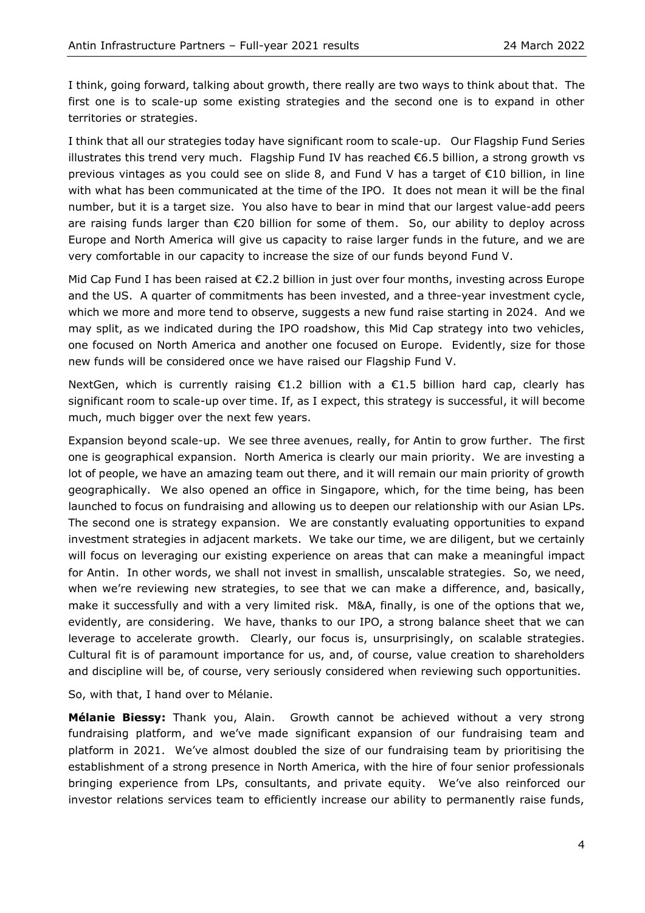I think, going forward, talking about growth, there really are two ways to think about that. The first one is to scale-up some existing strategies and the second one is to expand in other territories or strategies.

I think that all our strategies today have significant room to scale-up. Our Flagship Fund Series illustrates this trend very much. Flagship Fund IV has reached €6.5 billion, a strong growth vs previous vintages as you could see on slide 8, and Fund V has a target of €10 billion, in line with what has been communicated at the time of the IPO. It does not mean it will be the final number, but it is a target size. You also have to bear in mind that our largest value-add peers are raising funds larger than €20 billion for some of them. So, our ability to deploy across Europe and North America will give us capacity to raise larger funds in the future, and we are very comfortable in our capacity to increase the size of our funds beyond Fund V.

Mid Cap Fund I has been raised at €2.2 billion in just over four months, investing across Europe and the US. A quarter of commitments has been invested, and a three-year investment cycle, which we more and more tend to observe, suggests a new fund raise starting in 2024. And we may split, as we indicated during the IPO roadshow, this Mid Cap strategy into two vehicles, one focused on North America and another one focused on Europe. Evidently, size for those new funds will be considered once we have raised our Flagship Fund V.

NextGen, which is currently raising €1.2 billion with a €1.5 billion hard cap, clearly has significant room to scale-up over time. If, as I expect, this strategy is successful, it will become much, much bigger over the next few years.

Expansion beyond scale-up. We see three avenues, really, for Antin to grow further. The first one is geographical expansion. North America is clearly our main priority. We are investing a lot of people, we have an amazing team out there, and it will remain our main priority of growth geographically. We also opened an office in Singapore, which, for the time being, has been launched to focus on fundraising and allowing us to deepen our relationship with our Asian LPs. The second one is strategy expansion. We are constantly evaluating opportunities to expand investment strategies in adjacent markets. We take our time, we are diligent, but we certainly will focus on leveraging our existing experience on areas that can make a meaningful impact for Antin. In other words, we shall not invest in smallish, unscalable strategies. So, we need, when we're reviewing new strategies, to see that we can make a difference, and, basically, make it successfully and with a very limited risk. M&A, finally, is one of the options that we, evidently, are considering. We have, thanks to our IPO, a strong balance sheet that we can leverage to accelerate growth. Clearly, our focus is, unsurprisingly, on scalable strategies. Cultural fit is of paramount importance for us, and, of course, value creation to shareholders and discipline will be, of course, very seriously considered when reviewing such opportunities.

So, with that, I hand over to Mélanie.

**Mélanie Biessy:** Thank you, Alain. Growth cannot be achieved without a very strong fundraising platform, and we've made significant expansion of our fundraising team and platform in 2021. We've almost doubled the size of our fundraising team by prioritising the establishment of a strong presence in North America, with the hire of four senior professionals bringing experience from LPs, consultants, and private equity. We've also reinforced our investor relations services team to efficiently increase our ability to permanently raise funds,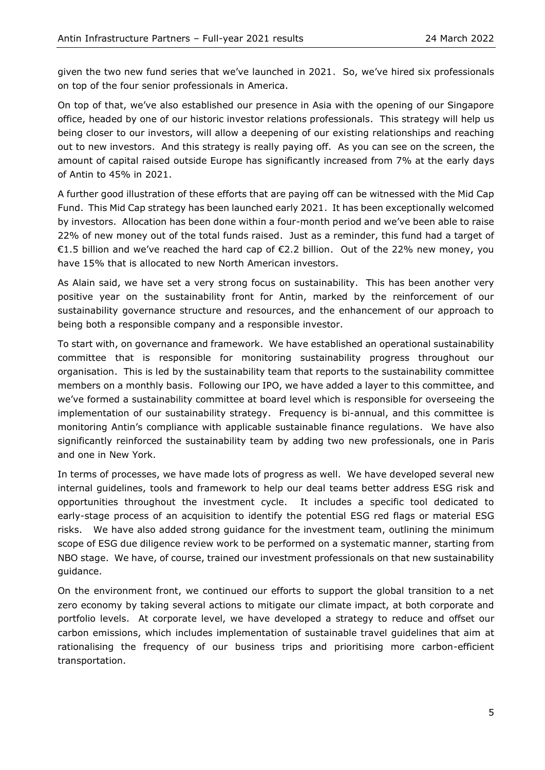given the two new fund series that we've launched in 2021. So, we've hired six professionals on top of the four senior professionals in America.

On top of that, we've also established our presence in Asia with the opening of our Singapore office, headed by one of our historic investor relations professionals. This strategy will help us being closer to our investors, will allow a deepening of our existing relationships and reaching out to new investors. And this strategy is really paying off. As you can see on the screen, the amount of capital raised outside Europe has significantly increased from 7% at the early days of Antin to 45% in 2021.

A further good illustration of these efforts that are paying off can be witnessed with the Mid Cap Fund. This Mid Cap strategy has been launched early 2021. It has been exceptionally welcomed by investors. Allocation has been done within a four-month period and we've been able to raise 22% of new money out of the total funds raised. Just as a reminder, this fund had a target of €1.5 billion and we've reached the hard cap of €2.2 billion. Out of the 22% new money, you have 15% that is allocated to new North American investors.

As Alain said, we have set a very strong focus on sustainability. This has been another very positive year on the sustainability front for Antin, marked by the reinforcement of our sustainability governance structure and resources, and the enhancement of our approach to being both a responsible company and a responsible investor.

To start with, on governance and framework. We have established an operational sustainability committee that is responsible for monitoring sustainability progress throughout our organisation. This is led by the sustainability team that reports to the sustainability committee members on a monthly basis. Following our IPO, we have added a layer to this committee, and we've formed a sustainability committee at board level which is responsible for overseeing the implementation of our sustainability strategy. Frequency is bi-annual, and this committee is monitoring Antin's compliance with applicable sustainable finance regulations. We have also significantly reinforced the sustainability team by adding two new professionals, one in Paris and one in New York.

In terms of processes, we have made lots of progress as well. We have developed several new internal guidelines, tools and framework to help our deal teams better address ESG risk and opportunities throughout the investment cycle. It includes a specific tool dedicated to early-stage process of an acquisition to identify the potential ESG red flags or material ESG risks. We have also added strong guidance for the investment team, outlining the minimum scope of ESG due diligence review work to be performed on a systematic manner, starting from NBO stage. We have, of course, trained our investment professionals on that new sustainability guidance.

On the environment front, we continued our efforts to support the global transition to a net zero economy by taking several actions to mitigate our climate impact, at both corporate and portfolio levels. At corporate level, we have developed a strategy to reduce and offset our carbon emissions, which includes implementation of sustainable travel guidelines that aim at rationalising the frequency of our business trips and prioritising more carbon-efficient transportation.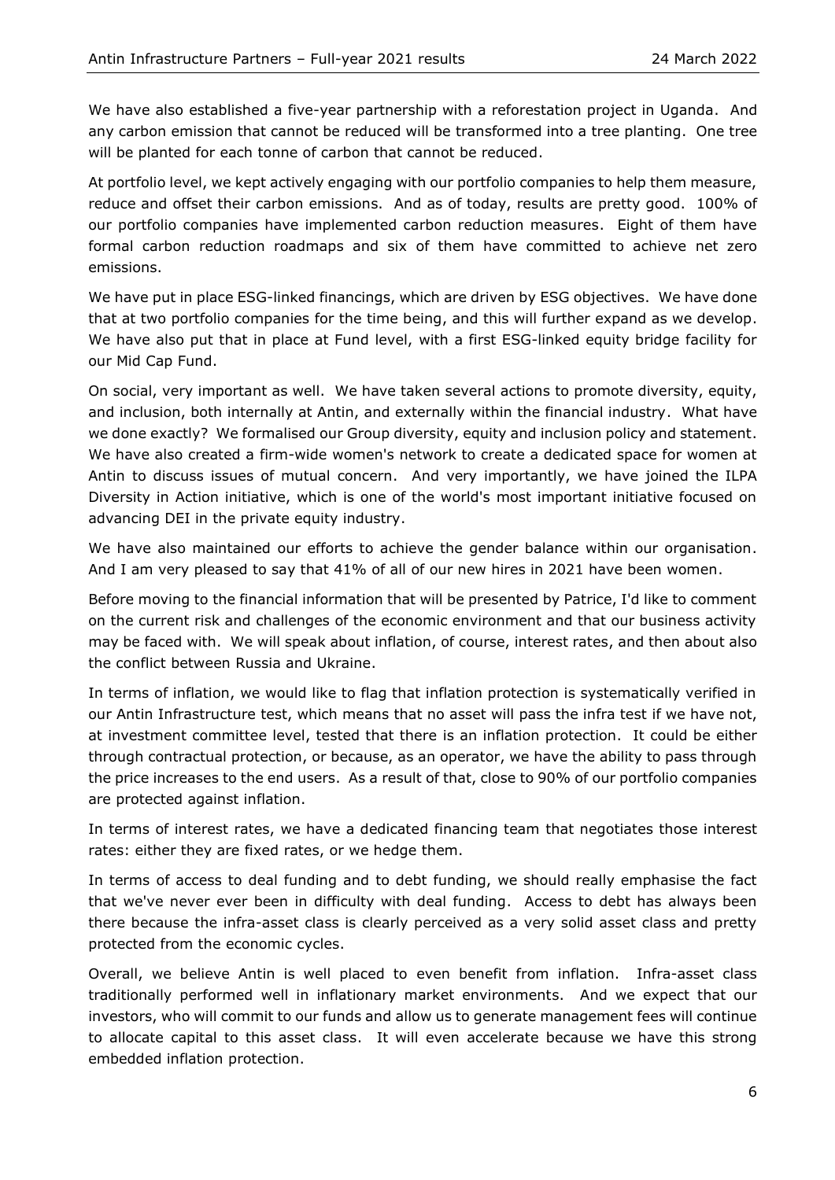We have also established a five-year partnership with a reforestation project in Uganda. And any carbon emission that cannot be reduced will be transformed into a tree planting. One tree will be planted for each tonne of carbon that cannot be reduced.

At portfolio level, we kept actively engaging with our portfolio companies to help them measure, reduce and offset their carbon emissions. And as of today, results are pretty good. 100% of our portfolio companies have implemented carbon reduction measures. Eight of them have formal carbon reduction roadmaps and six of them have committed to achieve net zero emissions.

We have put in place ESG-linked financings, which are driven by ESG objectives. We have done that at two portfolio companies for the time being, and this will further expand as we develop. We have also put that in place at Fund level, with a first ESG-linked equity bridge facility for our Mid Cap Fund.

On social, very important as well. We have taken several actions to promote diversity, equity, and inclusion, both internally at Antin, and externally within the financial industry. What have we done exactly? We formalised our Group diversity, equity and inclusion policy and statement. We have also created a firm-wide women's network to create a dedicated space for women at Antin to discuss issues of mutual concern. And very importantly, we have joined the ILPA Diversity in Action initiative, which is one of the world's most important initiative focused on advancing DEI in the private equity industry.

We have also maintained our efforts to achieve the gender balance within our organisation. And I am very pleased to say that 41% of all of our new hires in 2021 have been women.

Before moving to the financial information that will be presented by Patrice, I'd like to comment on the current risk and challenges of the economic environment and that our business activity may be faced with. We will speak about inflation, of course, interest rates, and then about also the conflict between Russia and Ukraine.

In terms of inflation, we would like to flag that inflation protection is systematically verified in our Antin Infrastructure test, which means that no asset will pass the infra test if we have not, at investment committee level, tested that there is an inflation protection. It could be either through contractual protection, or because, as an operator, we have the ability to pass through the price increases to the end users. As a result of that, close to 90% of our portfolio companies are protected against inflation.

In terms of interest rates, we have a dedicated financing team that negotiates those interest rates: either they are fixed rates, or we hedge them.

In terms of access to deal funding and to debt funding, we should really emphasise the fact that we've never ever been in difficulty with deal funding. Access to debt has always been there because the infra-asset class is clearly perceived as a very solid asset class and pretty protected from the economic cycles.

Overall, we believe Antin is well placed to even benefit from inflation. Infra-asset class traditionally performed well in inflationary market environments. And we expect that our investors, who will commit to our funds and allow us to generate management fees will continue to allocate capital to this asset class. It will even accelerate because we have this strong embedded inflation protection.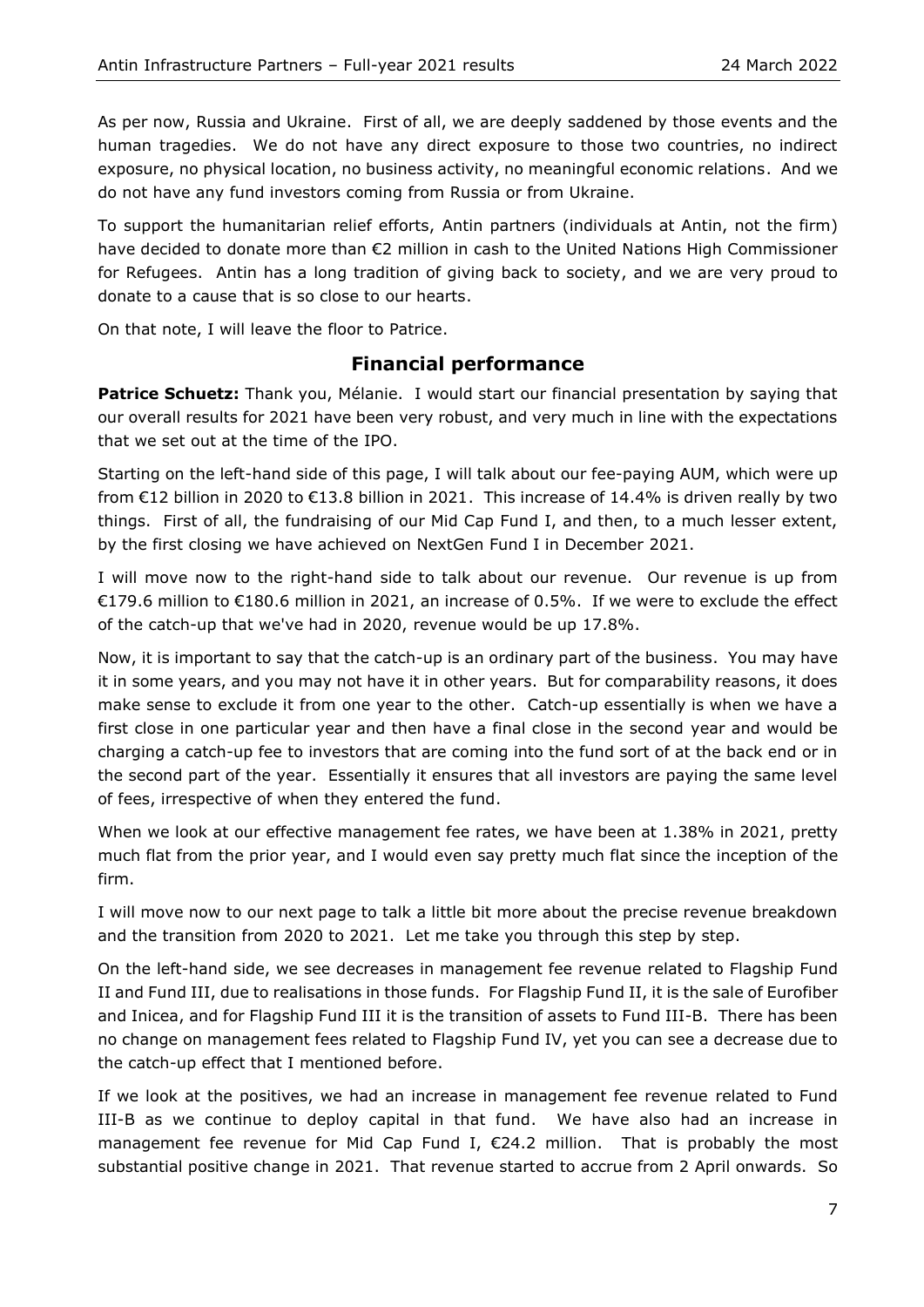As per now, Russia and Ukraine. First of all, we are deeply saddened by those events and the human tragedies. We do not have any direct exposure to those two countries, no indirect exposure, no physical location, no business activity, no meaningful economic relations. And we do not have any fund investors coming from Russia or from Ukraine.

To support the humanitarian relief efforts, Antin partners (individuals at Antin, not the firm) have decided to donate more than €2 million in cash to the United Nations High Commissioner for Refugees. Antin has a long tradition of giving back to society, and we are very proud to donate to a cause that is so close to our hearts.

On that note, I will leave the floor to Patrice.

## Financial performance

**Patrice Schuetz:** Thank you, Mélanie. I would start our financial presentation by saying that our overall results for 2021 have been very robust, and very much in line with the expectations that we set out at the time of the IPO.

Starting on the left-hand side of this page, I will talk about our fee-paying AUM, which were up from €12 billion in 2020 to €13.8 billion in 2021. This increase of 14.4% is driven really by two things. First of all, the fundraising of our Mid Cap Fund I, and then, to a much lesser extent, by the first closing we have achieved on NextGen Fund I in December 2021.

I will move now to the right-hand side to talk about our revenue. Our revenue is up from €179.6 million to €180.6 million in 2021, an increase of 0.5%. If we were to exclude the effect of the catch-up that we've had in 2020, revenue would be up 17.8%.

Now, it is important to say that the catch-up is an ordinary part of the business. You may have it in some years, and you may not have it in other years. But for comparability reasons, it does make sense to exclude it from one year to the other. Catch-up essentially is when we have a first close in one particular year and then have a final close in the second year and would be charging a catch-up fee to investors that are coming into the fund sort of at the back end or in the second part of the year. Essentially it ensures that all investors are paying the same level of fees, irrespective of when they entered the fund.

When we look at our effective management fee rates, we have been at 1.38% in 2021, pretty much flat from the prior year, and I would even say pretty much flat since the inception of the firm.

I will move now to our next page to talk a little bit more about the precise revenue breakdown and the transition from 2020 to 2021. Let me take you through this step by step.

On the left-hand side, we see decreases in management fee revenue related to Flagship Fund II and Fund III, due to realisations in those funds. For Flagship Fund II, it is the sale of Eurofiber and Inicea, and for Flagship Fund III it is the transition of assets to Fund III-B. There has been no change on management fees related to Flagship Fund IV, yet you can see a decrease due to the catch-up effect that I mentioned before.

If we look at the positives, we had an increase in management fee revenue related to Fund III-B as we continue to deploy capital in that fund. We have also had an increase in management fee revenue for Mid Cap Fund I, €24.2 million. That is probably the most substantial positive change in 2021. That revenue started to accrue from 2 April onwards. So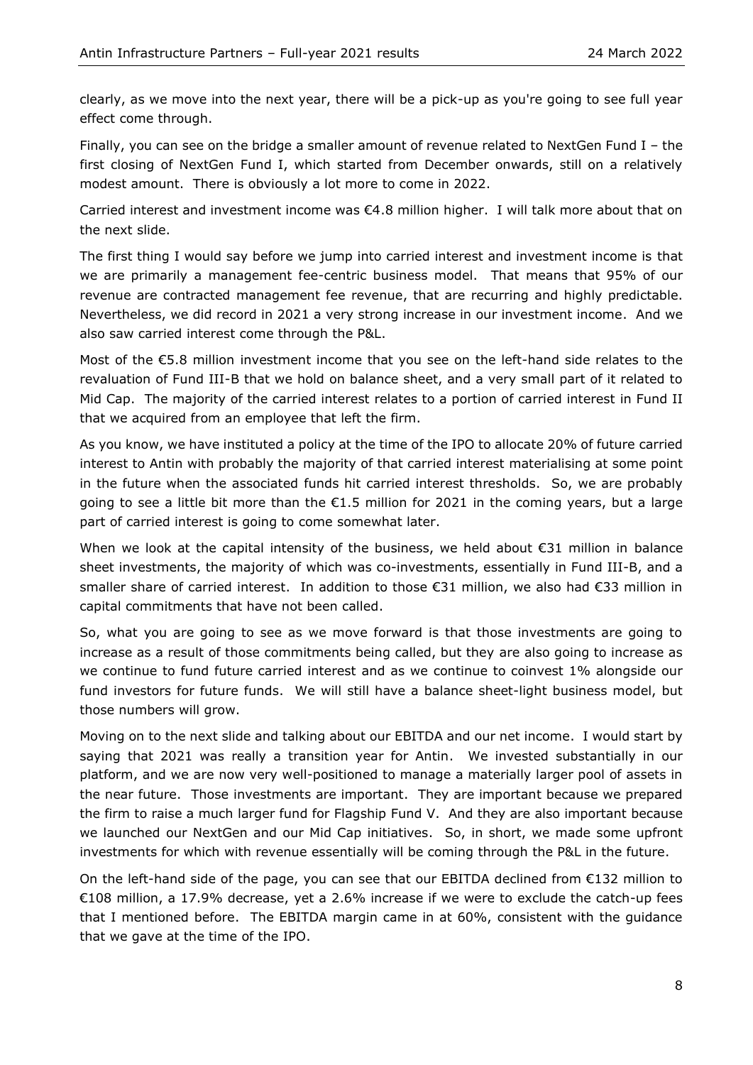clearly, as we move into the next year, there will be a pick-up as you're going to see full year effect come through.

Finally, you can see on the bridge a smaller amount of revenue related to NextGen Fund I – the first closing of NextGen Fund I, which started from December onwards, still on a relatively modest amount. There is obviously a lot more to come in 2022.

Carried interest and investment income was €4.8 million higher. I will talk more about that on the next slide.

The first thing I would say before we jump into carried interest and investment income is that we are primarily a management fee-centric business model. That means that 95% of our revenue are contracted management fee revenue, that are recurring and highly predictable. Nevertheless, we did record in 2021 a very strong increase in our investment income. And we also saw carried interest come through the P&L.

Most of the €5.8 million investment income that you see on the left-hand side relates to the revaluation of Fund III-B that we hold on balance sheet, and a very small part of it related to Mid Cap. The majority of the carried interest relates to a portion of carried interest in Fund II that we acquired from an employee that left the firm.

As you know, we have instituted a policy at the time of the IPO to allocate 20% of future carried interest to Antin with probably the majority of that carried interest materialising at some point in the future when the associated funds hit carried interest thresholds. So, we are probably going to see a little bit more than the €1.5 million for 2021 in the coming years, but a large part of carried interest is going to come somewhat later.

When we look at the capital intensity of the business, we held about €31 million in balance sheet investments, the majority of which was co-investments, essentially in Fund III-B, and a smaller share of carried interest. In addition to those €31 million, we also had €33 million in capital commitments that have not been called.

So, what you are going to see as we move forward is that those investments are going to increase as a result of those commitments being called, but they are also going to increase as we continue to fund future carried interest and as we continue to coinvest 1% alongside our fund investors for future funds. We will still have a balance sheet-light business model, but those numbers will grow.

Moving on to the next slide and talking about our EBITDA and our net income. I would start by saying that 2021 was really a transition year for Antin. We invested substantially in our platform, and we are now very well-positioned to manage a materially larger pool of assets in the near future. Those investments are important. They are important because we prepared the firm to raise a much larger fund for Flagship Fund V. And they are also important because we launched our NextGen and our Mid Cap initiatives. So, in short, we made some upfront investments for which with revenue essentially will be coming through the P&L in the future.

On the left-hand side of the page, you can see that our EBITDA declined from €132 million to €108 million, a 17.9% decrease, yet a 2.6% increase if we were to exclude the catch-up fees that I mentioned before. The EBITDA margin came in at 60%, consistent with the guidance that we gave at the time of the IPO.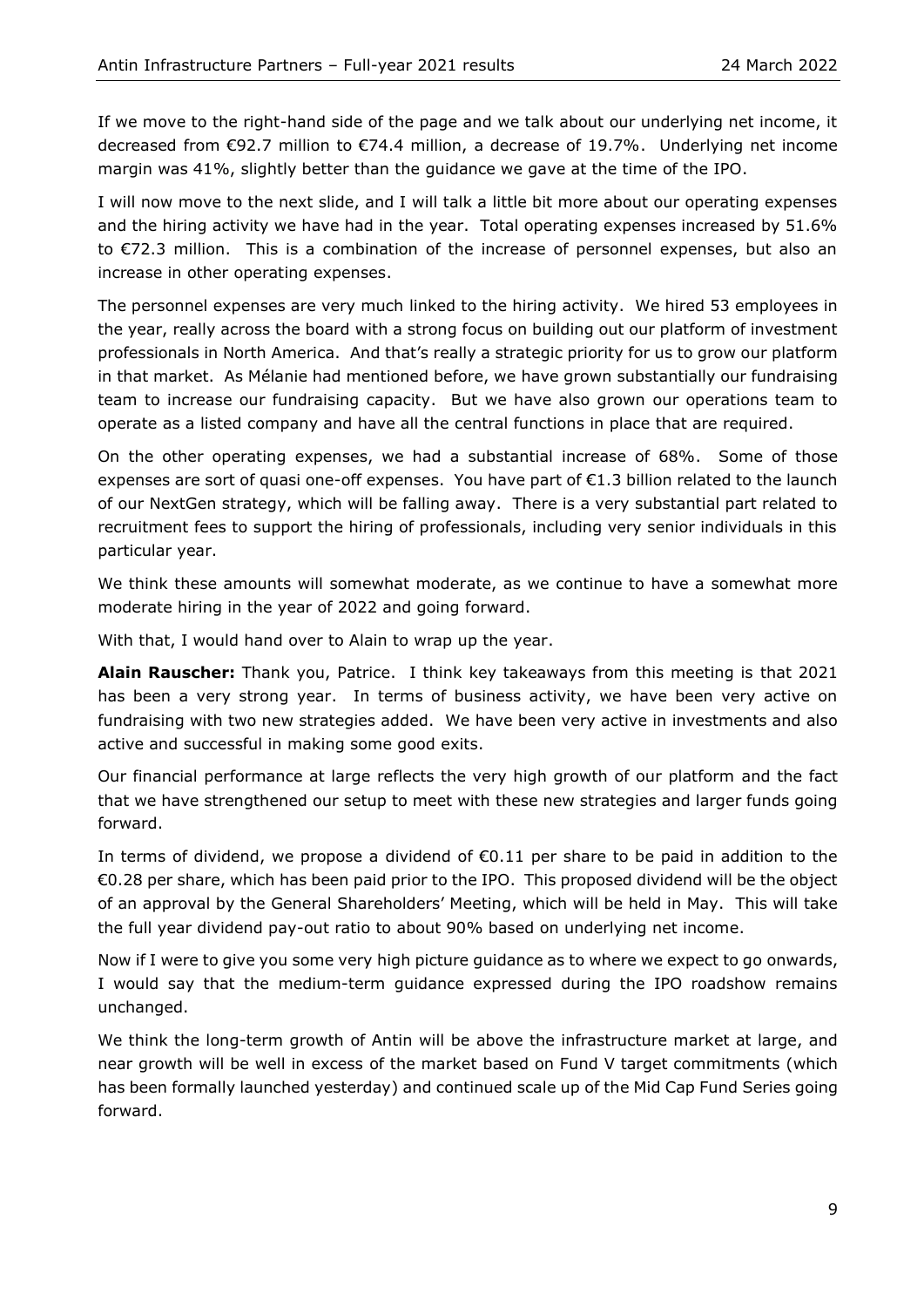If we move to the right-hand side of the page and we talk about our underlying net income, it decreased from €92.7 million to €74.4 million, a decrease of 19.7%. Underlying net income margin was 41%, slightly better than the guidance we gave at the time of the IPO.

I will now move to the next slide, and I will talk a little bit more about our operating expenses and the hiring activity we have had in the year. Total operating expenses increased by 51.6% to €72.3 million. This is a combination of the increase of personnel expenses, but also an increase in other operating expenses.

The personnel expenses are very much linked to the hiring activity. We hired 53 employees in the year, really across the board with a strong focus on building out our platform of investment professionals in North America. And that's really a strategic priority for us to grow our platform in that market. As Mélanie had mentioned before, we have grown substantially our fundraising team to increase our fundraising capacity. But we have also grown our operations team to operate as a listed company and have all the central functions in place that are required.

On the other operating expenses, we had a substantial increase of 68%. Some of those expenses are sort of quasi one-off expenses. You have part of €1.3 billion related to the launch of our NextGen strategy, which will be falling away. There is a very substantial part related to recruitment fees to support the hiring of professionals, including very senior individuals in this particular year.

We think these amounts will somewhat moderate, as we continue to have a somewhat more moderate hiring in the year of 2022 and going forward.

With that, I would hand over to Alain to wrap up the year.

**Alain Rauscher:** Thank you, Patrice. I think key takeaways from this meeting is that 2021 has been a very strong year. In terms of business activity, we have been very active on fundraising with two new strategies added. We have been very active in investments and also active and successful in making some good exits.

Our financial performance at large reflects the very high growth of our platform and the fact that we have strengthened our setup to meet with these new strategies and larger funds going forward.

In terms of dividend, we propose a dividend of €0.11 per share to be paid in addition to the €0.28 per share, which has been paid prior to the IPO. This proposed dividend will be the object of an approval by the General Shareholders' Meeting, which will be held in May. This will take the full year dividend pay-out ratio to about 90% based on underlying net income.

Now if I were to give you some very high picture guidance as to where we expect to go onwards, I would say that the medium-term guidance expressed during the IPO roadshow remains unchanged.

We think the long-term growth of Antin will be above the infrastructure market at large, and near growth will be well in excess of the market based on Fund V target commitments (which has been formally launched yesterday) and continued scale up of the Mid Cap Fund Series going forward.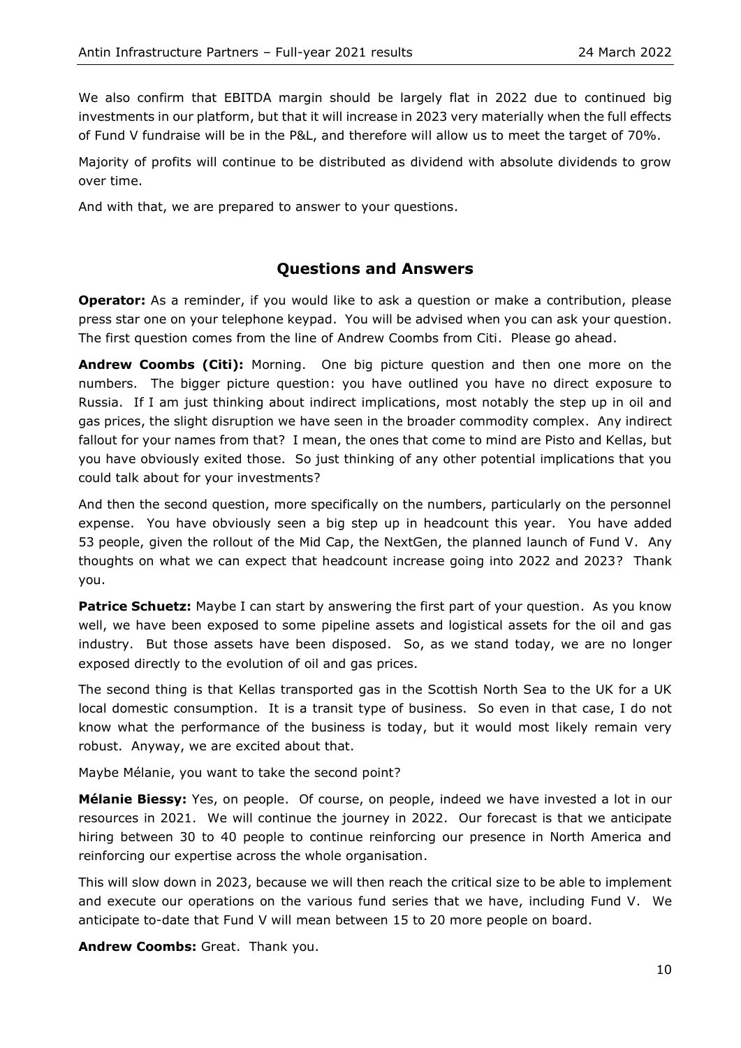We also confirm that EBITDA margin should be largely flat in 2022 due to continued big investments in our platform, but that it will increase in 2023 very materially when the full effects of Fund V fundraise will be in the P&L, and therefore will allow us to meet the target of 70%.

Majority of profits will continue to be distributed as dividend with absolute dividends to grow over time.

And with that, we are prepared to answer to your questions.

## Questions and Answers

**Operator:** As a reminder, if you would like to ask a question or make a contribution, please press star one on your telephone keypad. You will be advised when you can ask your question. The first question comes from the line of Andrew Coombs from Citi. Please go ahead.

**Andrew Coombs (Citi):** Morning. One big picture question and then one more on the numbers. The bigger picture question: you have outlined you have no direct exposure to Russia. If I am just thinking about indirect implications, most notably the step up in oil and gas prices, the slight disruption we have seen in the broader commodity complex. Any indirect fallout for your names from that? I mean, the ones that come to mind are Pisto and Kellas, but you have obviously exited those. So just thinking of any other potential implications that you could talk about for your investments?

And then the second question, more specifically on the numbers, particularly on the personnel expense. You have obviously seen a big step up in headcount this year. You have added 53 people, given the rollout of the Mid Cap, the NextGen, the planned launch of Fund V. Any thoughts on what we can expect that headcount increase going into 2022 and 2023? Thank you.

**Patrice Schuetz:** Maybe I can start by answering the first part of your question. As you know well, we have been exposed to some pipeline assets and logistical assets for the oil and gas industry. But those assets have been disposed. So, as we stand today, we are no longer exposed directly to the evolution of oil and gas prices.

The second thing is that Kellas transported gas in the Scottish North Sea to the UK for a UK local domestic consumption. It is a transit type of business. So even in that case, I do not know what the performance of the business is today, but it would most likely remain very robust. Anyway, we are excited about that.

Maybe Mélanie, you want to take the second point?

**Mélanie Biessy:** Yes, on people. Of course, on people, indeed we have invested a lot in our resources in 2021. We will continue the journey in 2022. Our forecast is that we anticipate hiring between 30 to 40 people to continue reinforcing our presence in North America and reinforcing our expertise across the whole organisation.

This will slow down in 2023, because we will then reach the critical size to be able to implement and execute our operations on the various fund series that we have, including Fund V. We anticipate to-date that Fund V will mean between 15 to 20 more people on board.

**Andrew Coombs:** Great. Thank you.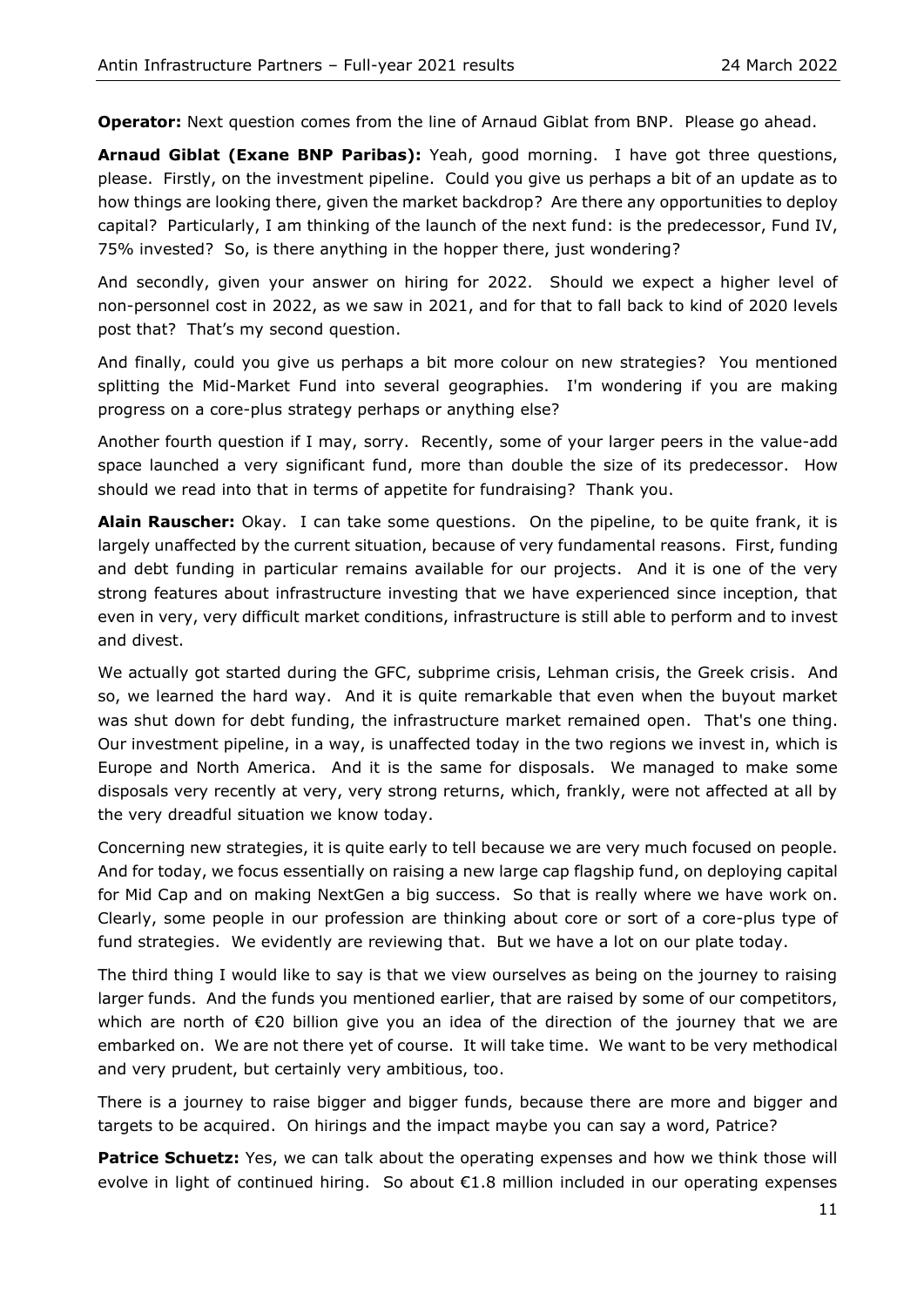**Operator:** Next question comes from the line of Arnaud Giblat from BNP. Please go ahead.

**Arnaud Giblat (Exane BNP Paribas):** Yeah, good morning. I have got three questions, please. Firstly, on the investment pipeline. Could you give us perhaps a bit of an update as to how things are looking there, given the market backdrop? Are there any opportunities to deploy capital? Particularly, I am thinking of the launch of the next fund: is the predecessor, Fund IV, 75% invested? So, is there anything in the hopper there, just wondering?

And secondly, given your answer on hiring for 2022. Should we expect a higher level of non-personnel cost in 2022, as we saw in 2021, and for that to fall back to kind of 2020 levels post that? That's my second question.

And finally, could you give us perhaps a bit more colour on new strategies? You mentioned splitting the Mid-Market Fund into several geographies. I'm wondering if you are making progress on a core-plus strategy perhaps or anything else?

Another fourth question if I may, sorry. Recently, some of your larger peers in the value-add space launched a very significant fund, more than double the size of its predecessor. How should we read into that in terms of appetite for fundraising? Thank you.

**Alain Rauscher:** Okay. I can take some questions. On the pipeline, to be quite frank, it is largely unaffected by the current situation, because of very fundamental reasons. First, funding and debt funding in particular remains available for our projects. And it is one of the very strong features about infrastructure investing that we have experienced since inception, that even in very, very difficult market conditions, infrastructure is still able to perform and to invest and divest.

We actually got started during the GFC, subprime crisis, Lehman crisis, the Greek crisis. And so, we learned the hard way. And it is quite remarkable that even when the buyout market was shut down for debt funding, the infrastructure market remained open. That's one thing. Our investment pipeline, in a way, is unaffected today in the two regions we invest in, which is Europe and North America. And it is the same for disposals. We managed to make some disposals very recently at very, very strong returns, which, frankly, were not affected at all by the very dreadful situation we know today.

Concerning new strategies, it is quite early to tell because we are very much focused on people. And for today, we focus essentially on raising a new large cap flagship fund, on deploying capital for Mid Cap and on making NextGen a big success. So that is really where we have work on. Clearly, some people in our profession are thinking about core or sort of a core-plus type of fund strategies. We evidently are reviewing that. But we have a lot on our plate today.

The third thing I would like to say is that we view ourselves as being on the journey to raising larger funds. And the funds you mentioned earlier, that are raised by some of our competitors, which are north of €20 billion give you an idea of the direction of the journey that we are embarked on. We are not there yet of course. It will take time. We want to be very methodical and very prudent, but certainly very ambitious, too.

There is a journey to raise bigger and bigger funds, because there are more and bigger and targets to be acquired. On hirings and the impact maybe you can say a word, Patrice?

**Patrice Schuetz:** Yes, we can talk about the operating expenses and how we think those will evolve in light of continued hiring. So about €1.8 million included in our operating expenses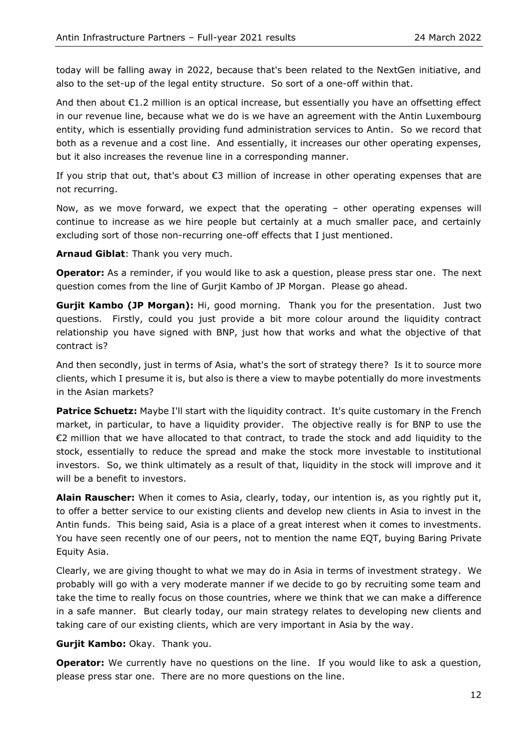today will be falling away in 2022, because that's been related to the NextGen initiative, and also to the set-up of the legal entity structure. So sort of a one-off within that.

And then about €1.2 million is an optical increase, but essentially you have an offsetting effect in our revenue line, because what we do is we have an agreement with the Antin Luxembourg entity, which is essentially providing fund administration services to Antin. So we record that both as a revenue and a cost line. And essentially, it increases our other operating expenses, but it also increases the revenue line in a corresponding manner.

If you strip that out, that's about €3 million of increase in other operating expenses that are not recurring.

Now, as we move forward, we expect that the operating – other operating expenses will continue to increase as we hire people but certainly at a much smaller pace, and certainly excluding sort of those non-recurring one-off effects that I just mentioned.

**Arnaud Giblat**: Thank you very much.

**Operator:** As a reminder, if you would like to ask a question, please press star one. The next question comes from the line of Gurjit Kambo of JP Morgan. Please go ahead.

**Gurjit Kambo (JP Morgan):** Hi, good morning. Thank you for the presentation. Just two questions. Firstly, could you just provide a bit more colour around the liquidity contract relationship you have signed with BNP, just how that works and what the objective of that contract is?

And then secondly, just in terms of Asia, what's the sort of strategy there? Is it to source more clients, which I presume it is, but also is there a view to maybe potentially do more investments in the Asian markets?

**Patrice Schuetz:** Maybe I'll start with the liquidity contract. It's quite customary in the French market, in particular, to have a liquidity provider. The objective really is for BNP to use the €2 million that we have allocated to that contract, to trade the stock and add liquidity to the stock, essentially to reduce the spread and make the stock more investable to institutional investors. So, we think ultimately as a result of that, liquidity in the stock will improve and it will be a benefit to investors.

**Alain Rauscher:** When it comes to Asia, clearly, today, our intention is, as you rightly put it, to offer a better service to our existing clients and develop new clients in Asia to invest in the Antin funds. This being said, Asia is a place of a great interest when it comes to investments. You have seen recently one of our peers, not to mention the name EQT, buying Baring Private Equity Asia.

Clearly, we are giving thought to what we may do in Asia in terms of investment strategy. We probably will go with a very moderate manner if we decide to go by recruiting some team and take the time to really focus on those countries, where we think that we can make a difference in a safe manner. But clearly today, our main strategy relates to developing new clients and taking care of our existing clients, which are very important in Asia by the way.

**Gurjit Kambo:** Okay. Thank you.

**Operator:** We currently have no questions on the line. If you would like to ask a question, please press star one. There are no more questions on the line.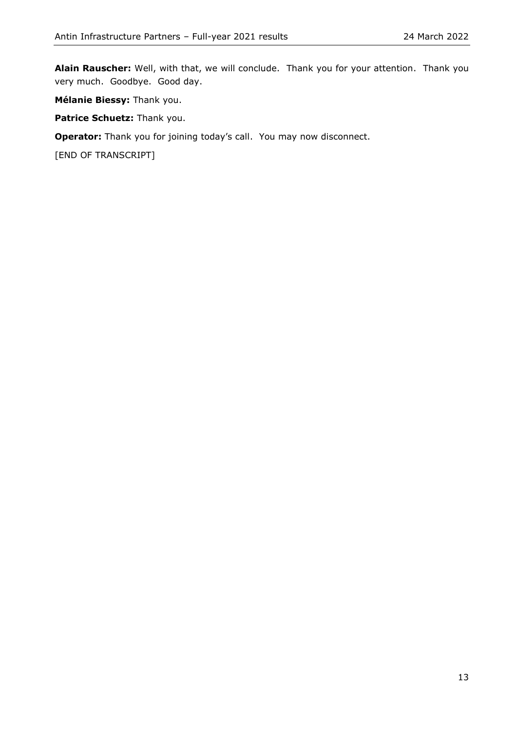**Alain Rauscher:** Well, with that, we will conclude. Thank you for your attention. Thank you very much. Goodbye. Good day.

**Mélanie Biessy:** Thank you.

**Patrice Schuetz:** Thank you.

**Operator:** Thank you for joining today's call. You may now disconnect.

[END OF TRANSCRIPT]